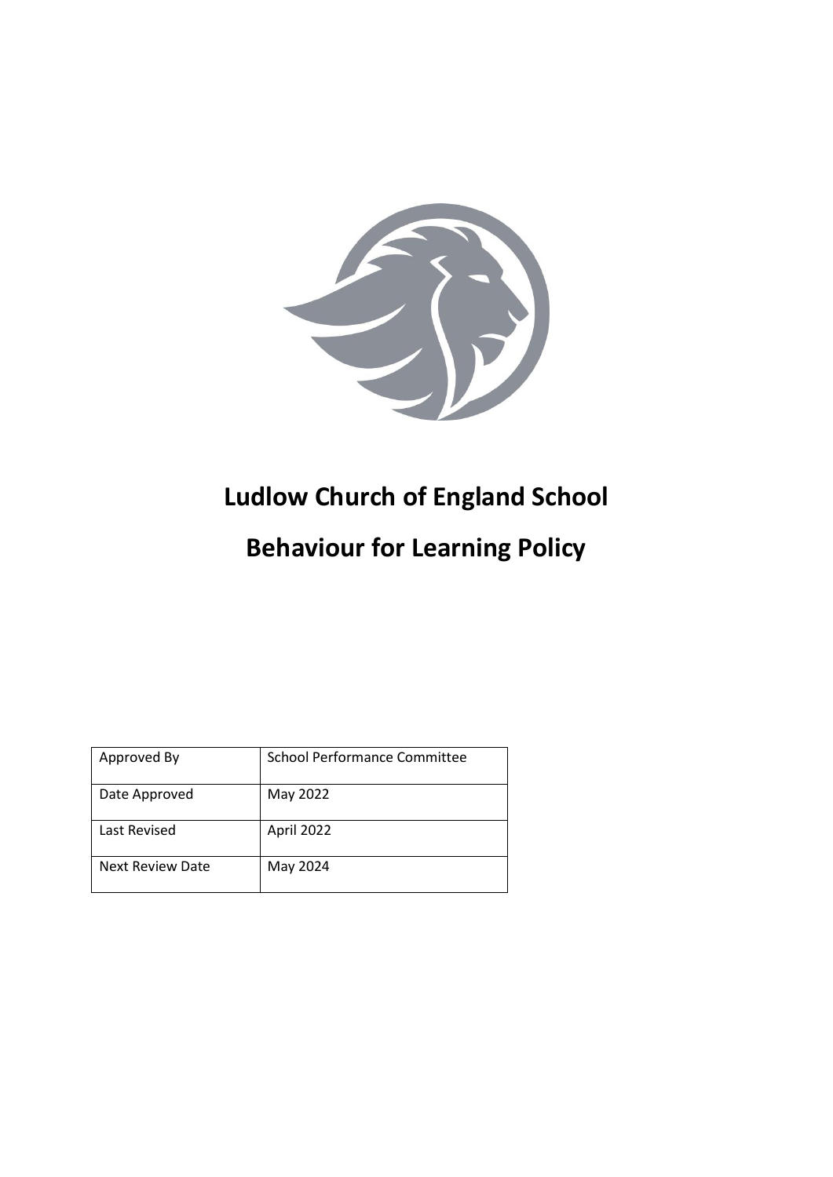# Ludlow Church of England School

# Behaviour for Learning Policy

| Approved By | School Performance Committee |
| --- | --- |
| Date Approved | May 2022 |
| Last Revised | April 2022 |
| Next Review Date | May 2024 |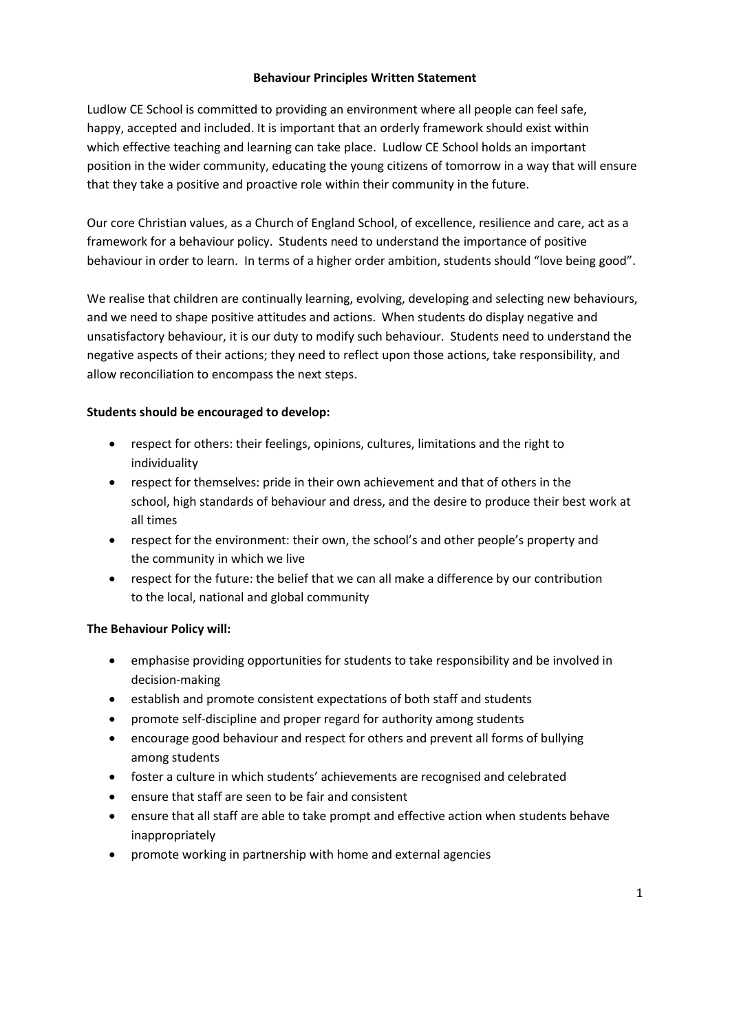**Behaviour Principles Written Statement**

Ludlow CE School is committed to providing an environment where all people can feel safe, happy, accepted and included. It is important that an orderly framework should exist within which effective teaching and learning can take place. Ludlow CE School holds an important position in the wider community, educating the young citizens of tomorrow in a way that will ensure that they take a positive and proactive role within their community in the future.

Our core Christian values, as a Church of England School, of excellence, resilience and care, act as a framework for a behaviour policy. Students need to understand the importance of positive behaviour in order to learn. In terms of a higher order ambition, students should "love being good".

We realise that children are continually learning, evolving, developing and selecting new behaviours, and we need to shape positive attitudes and actions. When students do display negative and unsatisfactory behaviour, it is our duty to modify such behaviour. Students need to understand the negative aspects of their actions; they need to reflect upon those actions, take responsibility, and allow reconciliation to encompass the next steps.

**Students should be encouraged to develop:**

- respect for others: their feelings, opinions, cultures, limitations and the right to individuality
- respect for themselves: pride in their own achievement and that of others in the school, high standards of behaviour and dress, and the desire to produce their best work at all times
- respect for the environment: their own, the school's and other people's property and the community in which we live
- respect for the future: the belief that we can all make a difference by our contribution to the local, national and global community

**The Behaviour Policy will:**

- emphasise providing opportunities for students to take responsibility and be involved in decision-making
- establish and promote consistent expectations of both staff and students
- promote self-discipline and proper regard for authority among students
- encourage good behaviour and respect for others and prevent all forms of bullying among students
- foster a culture in which students' achievements are recognised and celebrated
- ensure that staff are seen to be fair and consistent
- ensure that all staff are able to take prompt and effective action when students behave inappropriately
- promote working in partnership with home and external agencies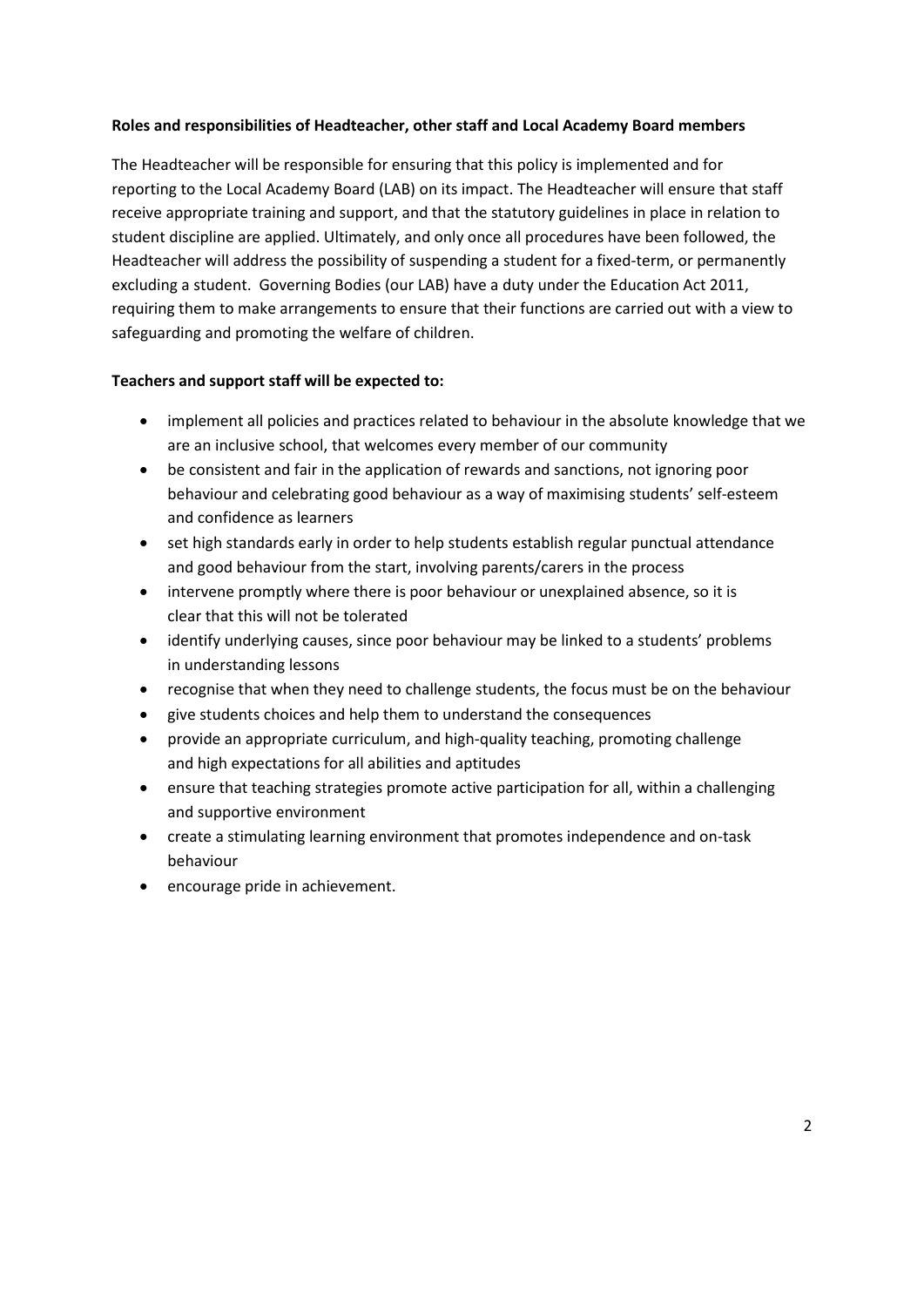**Roles and responsibilities of Headteacher, other staff and Local Academy Board members**

The Headteacher will be responsible for ensuring that this policy is implemented and for reporting to the Local Academy Board (LAB) on its impact. The Headteacher will ensure that staff receive appropriate training and support, and that the statutory guidelines in place in relation to student discipline are applied. Ultimately, and only once all procedures have been followed, the Headteacher will address the possibility of suspending a student for a fixed-term, or permanently excluding a student. Governing Bodies (our LAB) have a duty under the Education Act 2011, requiring them to make arrangements to ensure that their functions are carried out with a view to safeguarding and promoting the welfare of children.

**Teachers and support staff will be expected to:**

- implement all policies and practices related to behaviour in the absolute knowledge that we are an inclusive school, that welcomes every member of our community
- be consistent and fair in the application of rewards and sanctions, not ignoring poor behaviour and celebrating good behaviour as a way of maximising students' self-esteem and confidence as learners
- set high standards early in order to help students establish regular punctual attendance and good behaviour from the start, involving parents/carers in the process
- intervene promptly where there is poor behaviour or unexplained absence, so it is clear that this will not be tolerated
- identify underlying causes, since poor behaviour may be linked to a students' problems in understanding lessons
- recognise that when they need to challenge students, the focus must be on the behaviour
- give students choices and help them to understand the consequences
- provide an appropriate curriculum, and high-quality teaching, promoting challenge and high expectations for all abilities and aptitudes
- ensure that teaching strategies promote active participation for all, within a challenging and supportive environment
- create a stimulating learning environment that promotes independence and on-task behaviour
- encourage pride in achievement.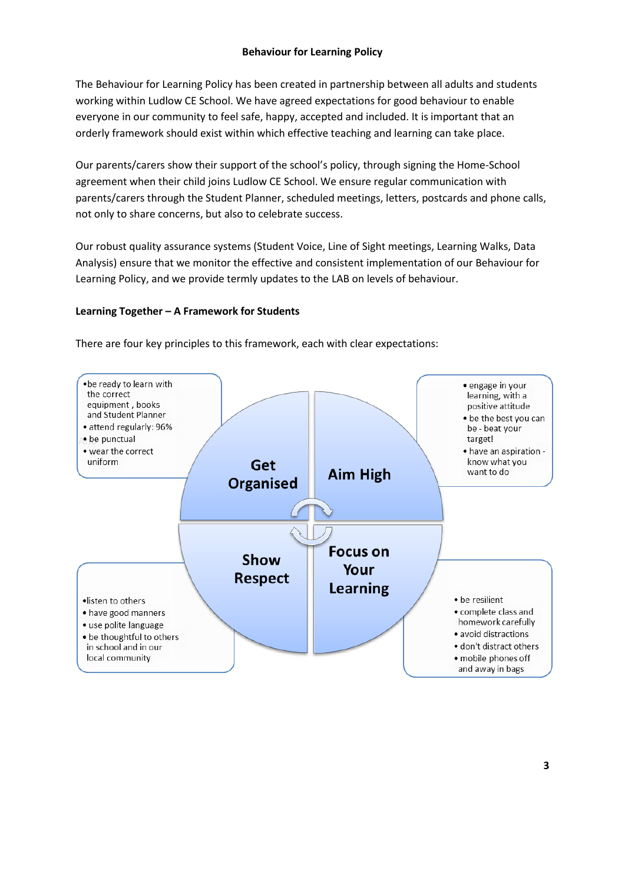**Behaviour for Learning Policy**

The Behaviour for Learning Policy has been created in partnership between all adults and students working within Ludlow CE School. We have agreed expectations for good behaviour to enable everyone in our community to feel safe, happy, accepted and included. It is important that an orderly framework should exist within which effective teaching and learning can take place.

Our parents/carers show their support of the school's policy, through signing the Home-School agreement when their child joins Ludlow CE School. We ensure regular communication with parents/carers through the Student Planner, scheduled meetings, letters, postcards and phone calls, not only to share concerns, but also to celebrate success.

Our robust quality assurance systems (Student Voice, Line of Sight meetings, Learning Walks, Data Analysis) ensure that we monitor the effective and consistent implementation of our Behaviour for Learning Policy, and we provide termly updates to the LAB on levels of behaviour.

**Learning Together – A Framework for Students**

There are four key principles to this framework, each with clear expectations:

**Get Organised**

- be ready to learn with the correct equipment , books and Student Planner
- attend regularly: 96%
- be punctual
- wear the correct uniform

**Aim High**

- engage in your learning, with a positive attitude
- be the best you can be - beat your target!
- have an aspiration - know what you want to do

**Show Respect**

- listen to others
- have good manners
- use polite language
- be thoughtful to others in school and in our local community

**Focus on Your Learning**

- be resilient
- complete class and homework carefully
- avoid distractions
- don't distract others
- mobile phones off and away in bags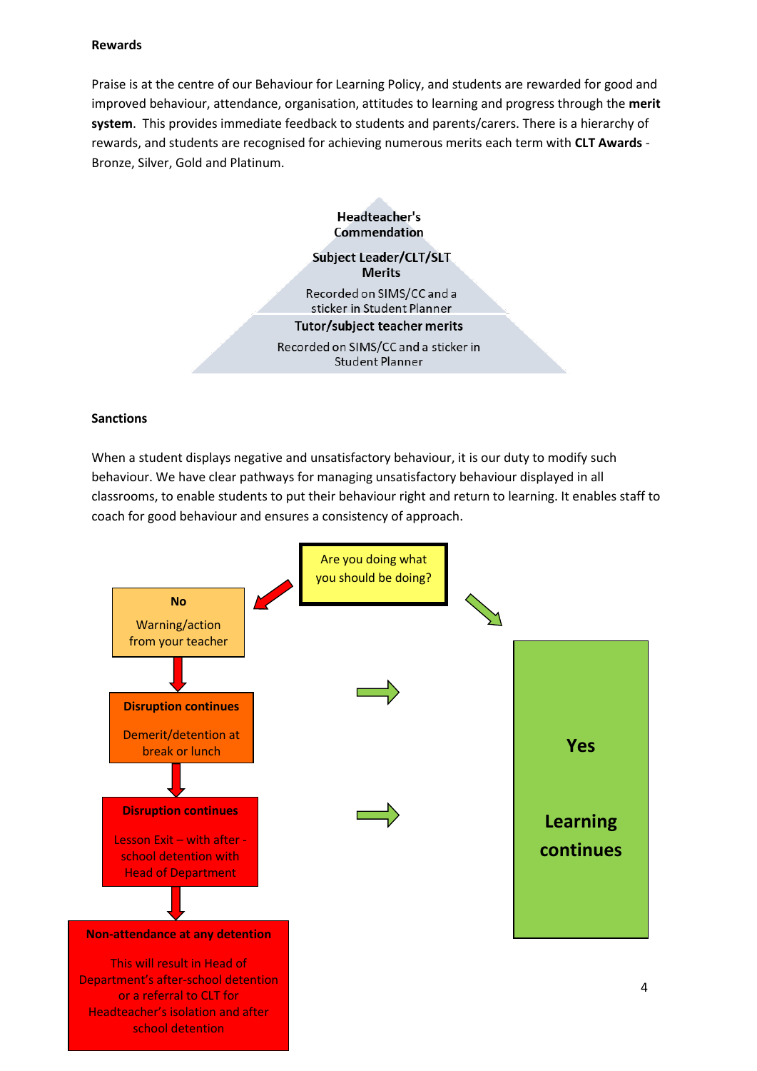**Rewards**

Praise is at the centre of our Behaviour for Learning Policy, and students are rewarded for good and improved behaviour, attendance, organisation, attitudes to learning and progress through the **merit system**. This provides immediate feedback to students and parents/carers. There is a hierarchy of rewards, and students are recognised for achieving numerous merits each term with **CLT Awards** - Bronze, Silver, Gold and Platinum.

**Headteacher's Commendation**

**Subject Leader/CLT/SLT Merits**

Recorded on SIMS/CC and a sticker in Student Planner

**Tutor/subject teacher merits**

Recorded on SIMS/CC and a sticker in Student Planner

**Sanctions**

When a student displays negative and unsatisfactory behaviour, it is our duty to modify such behaviour. We have clear pathways for managing unsatisfactory behaviour displayed in all classrooms, to enable students to put their behaviour right and return to learning. It enables staff to coach for good behaviour and ensures a consistency of approach.

Are you doing what you should be doing?

**No**

Warning/action from your teacher

**Disruption continues**

Demerit/detention at break or lunch

**Disruption continues**

Lesson Exit – with after - school detention with Head of Department

**Non-attendance at any detention**

This will result in Head of Department's after-school detention or a referral to CLT for Headteacher's isolation and after school detention

**Yes**

**Learning continues**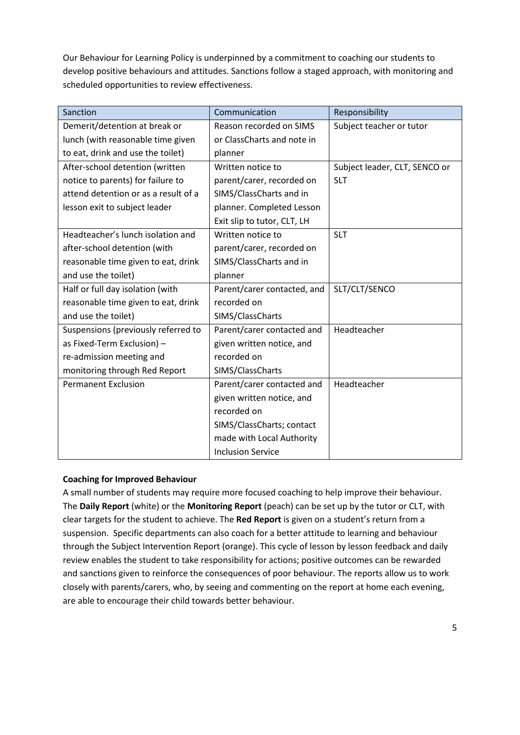Our Behaviour for Learning Policy is underpinned by a commitment to coaching our students to develop positive behaviours and attitudes. Sanctions follow a staged approach, with monitoring and scheduled opportunities to review effectiveness.

| Sanction | Communication | Responsibility |
| --- | --- | --- |
| Demerit/detention at break or lunch (with reasonable time given to eat, drink and use the toilet) | Reason recorded on SIMS or ClassCharts and note in planner | Subject teacher or tutor |
| After-school detention (written notice to parents) for failure to attend detention or as a result of a lesson exit to subject leader | Written notice to parent/carer, recorded on SIMS/ClassCharts and in planner. Completed Lesson Exit slip to tutor, CLT, LH | Subject leader, CLT, SENCO or SLT |
| Headteacher's lunch isolation and after-school detention (with reasonable time given to eat, drink and use the toilet) | Written notice to parent/carer, recorded on SIMS/ClassCharts and in planner | SLT |
| Half or full day isolation (with reasonable time given to eat, drink and use the toilet) | Parent/carer contacted, and recorded on SIMS/ClassCharts | SLT/CLT/SENCO |
| Suspensions (previously referred to as Fixed-Term Exclusion) – re-admission meeting and monitoring through Red Report | Parent/carer contacted and given written notice, and recorded on SIMS/ClassCharts | Headteacher |
| Permanent Exclusion | Parent/carer contacted and given written notice, and recorded on SIMS/ClassCharts; contact made with Local Authority Inclusion Service | Headteacher |

**Coaching for Improved Behaviour**

A small number of students may require more focused coaching to help improve their behaviour. The **Daily Report** (white) or the **Monitoring Report** (peach) can be set up by the tutor or CLT, with clear targets for the student to achieve. The **Red Report** is given on a student's return from a suspension. Specific departments can also coach for a better attitude to learning and behaviour through the Subject Intervention Report (orange). This cycle of lesson by lesson feedback and daily review enables the student to take responsibility for actions; positive outcomes can be rewarded and sanctions given to reinforce the consequences of poor behaviour. The reports allow us to work closely with parents/carers, who, by seeing and commenting on the report at home each evening, are able to encourage their child towards better behaviour.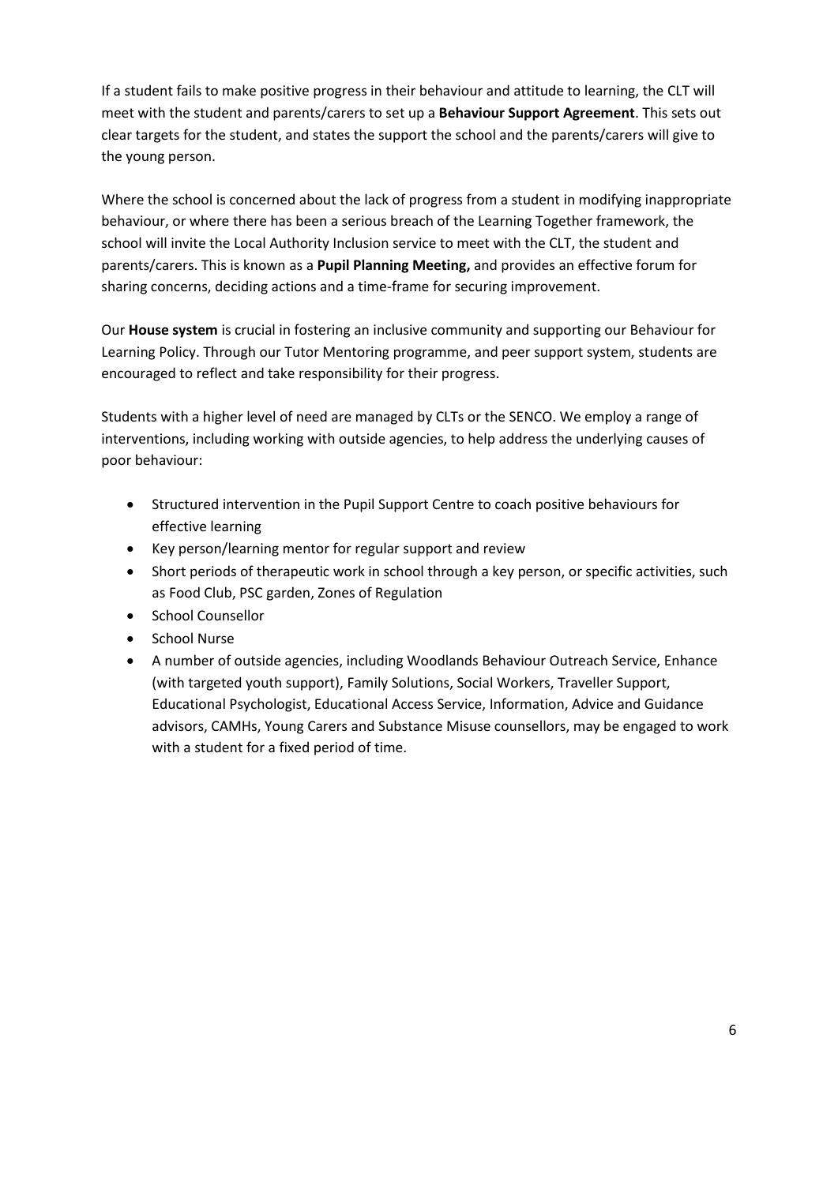If a student fails to make positive progress in their behaviour and attitude to learning, the CLT will meet with the student and parents/carers to set up a **Behaviour Support Agreement**. This sets out clear targets for the student, and states the support the school and the parents/carers will give to the young person.

Where the school is concerned about the lack of progress from a student in modifying inappropriate behaviour, or where there has been a serious breach of the Learning Together framework, the school will invite the Local Authority Inclusion service to meet with the CLT, the student and parents/carers. This is known as a **Pupil Planning Meeting,** and provides an effective forum for sharing concerns, deciding actions and a time-frame for securing improvement.

Our **House system** is crucial in fostering an inclusive community and supporting our Behaviour for Learning Policy. Through our Tutor Mentoring programme, and peer support system, students are encouraged to reflect and take responsibility for their progress.

Students with a higher level of need are managed by CLTs or the SENCO. We employ a range of interventions, including working with outside agencies, to help address the underlying causes of poor behaviour:

- Structured intervention in the Pupil Support Centre to coach positive behaviours for effective learning
- Key person/learning mentor for regular support and review
- Short periods of therapeutic work in school through a key person, or specific activities, such as Food Club, PSC garden, Zones of Regulation
- School Counsellor
- School Nurse
- A number of outside agencies, including Woodlands Behaviour Outreach Service, Enhance (with targeted youth support), Family Solutions, Social Workers, Traveller Support, Educational Psychologist, Educational Access Service, Information, Advice and Guidance advisors, CAMHs, Young Carers and Substance Misuse counsellors, may be engaged to work with a student for a fixed period of time.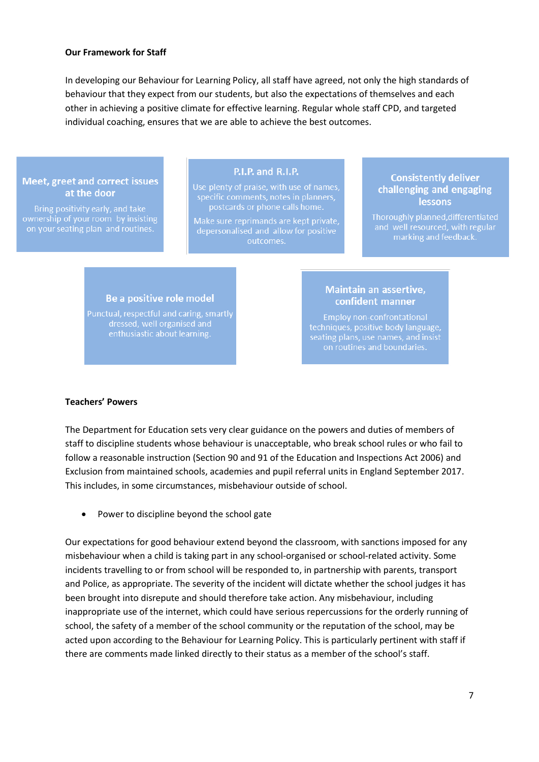**Our Framework for Staff**

In developing our Behaviour for Learning Policy, all staff have agreed, not only the high standards of behaviour that they expect from our students, but also the expectations of themselves and each other in achieving a positive climate for effective learning. Regular whole staff CPD, and targeted individual coaching, ensures that we are able to achieve the best outcomes.

**Meet, greet and correct issues at the door**

Bring positivity early, and take ownership of your room by insisting on your seating plan and routines.

**P.I.P. and R.I.P.**

Use plenty of praise, with use of names, specific comments, notes in planners, postcards or phone calls home.

Make sure reprimands are kept private, depersonalised and allow for positive outcomes.

**Consistently deliver challenging and engaging lessons**

Thoroughly planned,differentiated and well resourced, with regular marking and feedback.

**Be a positive role model**

Punctual, respectful and caring, smartly dressed, well organised and enthusiastic about learning.

**Maintain an assertive, confident manner**

Employ non-confrontational techniques, positive body language, seating plans, use names, and insist on routines and boundaries.

**Teachers' Powers**

The Department for Education sets very clear guidance on the powers and duties of members of staff to discipline students whose behaviour is unacceptable, who break school rules or who fail to follow a reasonable instruction (Section 90 and 91 of the Education and Inspections Act 2006) and Exclusion from maintained schools, academies and pupil referral units in England September 2017. This includes, in some circumstances, misbehaviour outside of school.

- Power to discipline beyond the school gate

Our expectations for good behaviour extend beyond the classroom, with sanctions imposed for any misbehaviour when a child is taking part in any school-organised or school-related activity. Some incidents travelling to or from school will be responded to, in partnership with parents, transport and Police, as appropriate. The severity of the incident will dictate whether the school judges it has been brought into disrepute and should therefore take action. Any misbehaviour, including inappropriate use of the internet, which could have serious repercussions for the orderly running of school, the safety of a member of the school community or the reputation of the school, may be acted upon according to the Behaviour for Learning Policy. This is particularly pertinent with staff if there are comments made linked directly to their status as a member of the school's staff.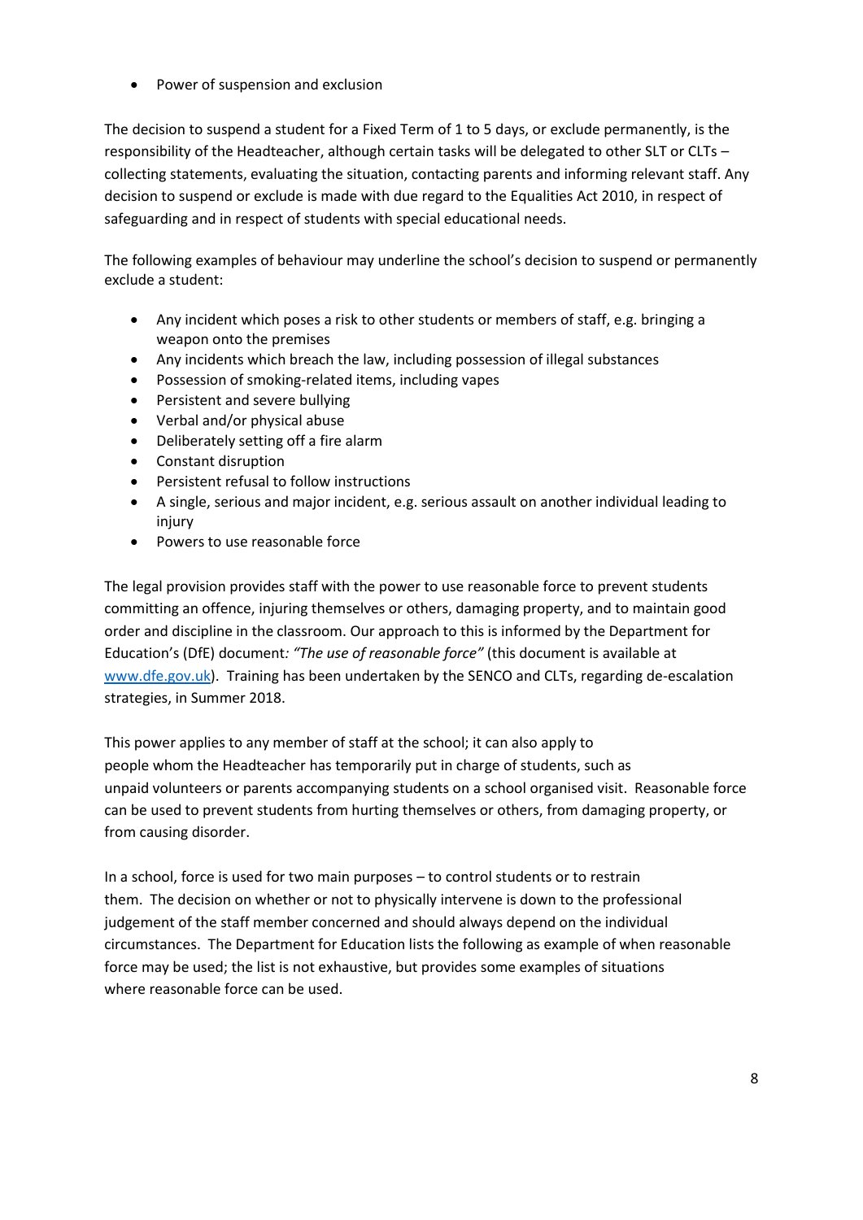- Power of suspension and exclusion

The decision to suspend a student for a Fixed Term of 1 to 5 days, or exclude permanently, is the responsibility of the Headteacher, although certain tasks will be delegated to other SLT or CLTs – collecting statements, evaluating the situation, contacting parents and informing relevant staff. Any decision to suspend or exclude is made with due regard to the Equalities Act 2010, in respect of safeguarding and in respect of students with special educational needs.

The following examples of behaviour may underline the school's decision to suspend or permanently exclude a student:

- Any incident which poses a risk to other students or members of staff, e.g. bringing a weapon onto the premises
- Any incidents which breach the law, including possession of illegal substances
- Possession of smoking-related items, including vapes
- Persistent and severe bullying
- Verbal and/or physical abuse
- Deliberately setting off a fire alarm
- Constant disruption
- Persistent refusal to follow instructions
- A single, serious and major incident, e.g. serious assault on another individual leading to injury
- Powers to use reasonable force

The legal provision provides staff with the power to use reasonable force to prevent students committing an offence, injuring themselves or others, damaging property, and to maintain good order and discipline in the classroom. Our approach to this is informed by the Department for Education's (DfE) document*: "The use of reasonable force"* (this document is available at [www.dfe.gov.uk](www.dfe.gov.uk)). Training has been undertaken by the SENCO and CLTs, regarding de-escalation strategies, in Summer 2018.

This power applies to any member of staff at the school; it can also apply to people whom the Headteacher has temporarily put in charge of students, such as unpaid volunteers or parents accompanying students on a school organised visit. Reasonable force can be used to prevent students from hurting themselves or others, from damaging property, or from causing disorder.

In a school, force is used for two main purposes – to control students or to restrain them. The decision on whether or not to physically intervene is down to the professional judgement of the staff member concerned and should always depend on the individual circumstances. The Department for Education lists the following as example of when reasonable force may be used; the list is not exhaustive, but provides some examples of situations where reasonable force can be used.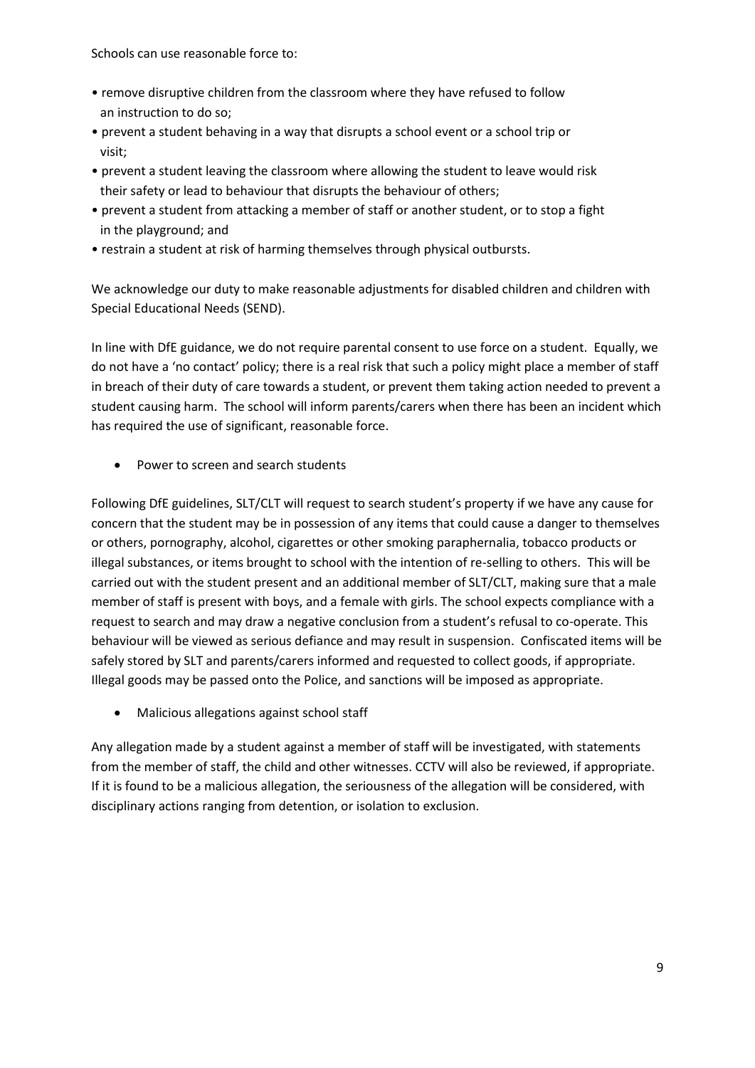Schools can use reasonable force to:

- remove disruptive children from the classroom where they have refused to follow an instruction to do so;
- prevent a student behaving in a way that disrupts a school event or a school trip or visit;
- prevent a student leaving the classroom where allowing the student to leave would risk their safety or lead to behaviour that disrupts the behaviour of others;
- prevent a student from attacking a member of staff or another student, or to stop a fight in the playground; and
- restrain a student at risk of harming themselves through physical outbursts.

We acknowledge our duty to make reasonable adjustments for disabled children and children with Special Educational Needs (SEND).

In line with DfE guidance, we do not require parental consent to use force on a student. Equally, we do not have a 'no contact' policy; there is a real risk that such a policy might place a member of staff in breach of their duty of care towards a student, or prevent them taking action needed to prevent a student causing harm. The school will inform parents/carers when there has been an incident which has required the use of significant, reasonable force.

- Power to screen and search students

Following DfE guidelines, SLT/CLT will request to search student's property if we have any cause for concern that the student may be in possession of any items that could cause a danger to themselves or others, pornography, alcohol, cigarettes or other smoking paraphernalia, tobacco products or illegal substances, or items brought to school with the intention of re-selling to others. This will be carried out with the student present and an additional member of SLT/CLT, making sure that a male member of staff is present with boys, and a female with girls. The school expects compliance with a request to search and may draw a negative conclusion from a student's refusal to co-operate. This behaviour will be viewed as serious defiance and may result in suspension. Confiscated items will be safely stored by SLT and parents/carers informed and requested to collect goods, if appropriate. Illegal goods may be passed onto the Police, and sanctions will be imposed as appropriate.

- Malicious allegations against school staff

Any allegation made by a student against a member of staff will be investigated, with statements from the member of staff, the child and other witnesses. CCTV will also be reviewed, if appropriate. If it is found to be a malicious allegation, the seriousness of the allegation will be considered, with disciplinary actions ranging from detention, or isolation to exclusion.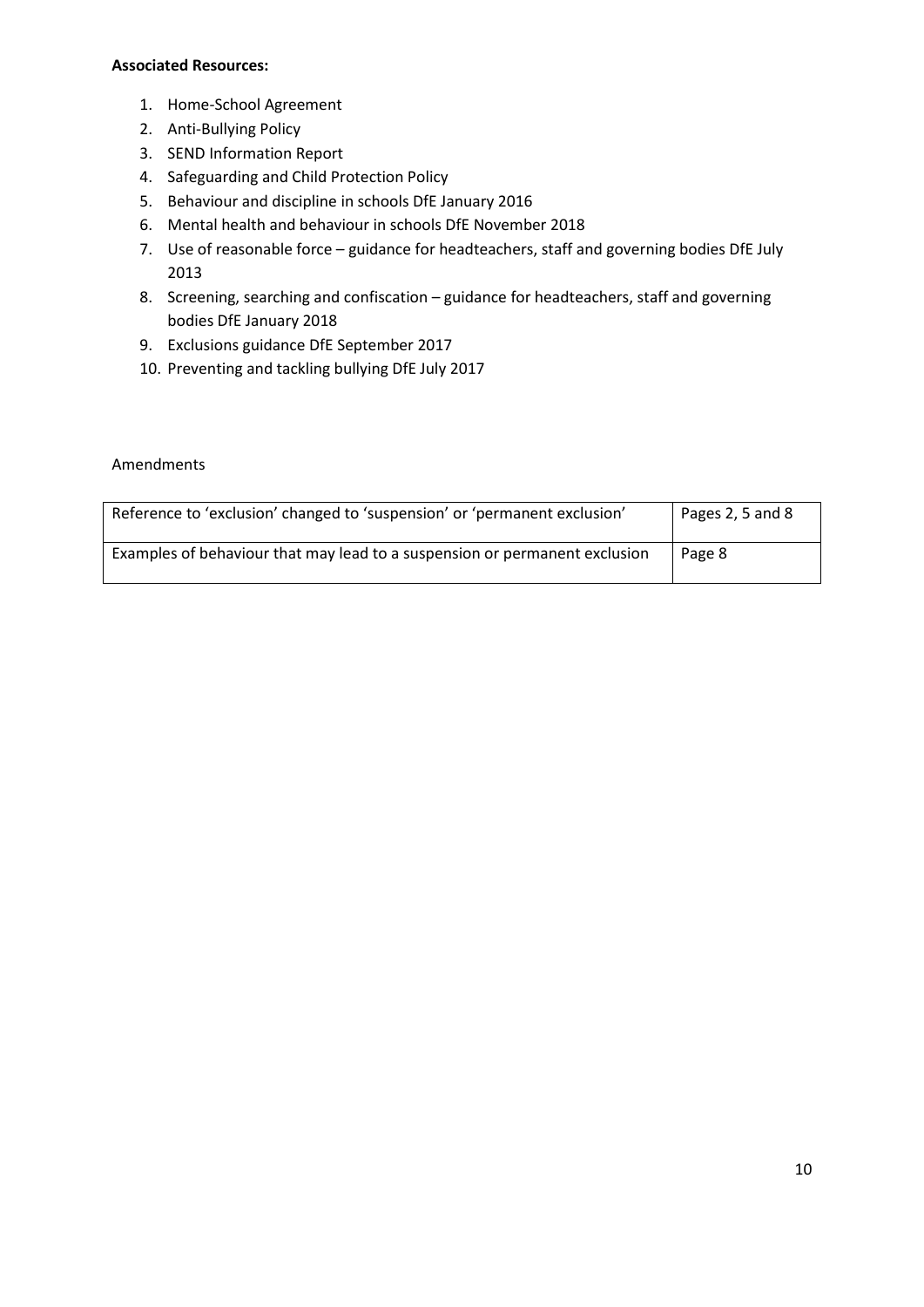**Associated Resources:**

1. Home-School Agreement
2. Anti-Bullying Policy
3. SEND Information Report
4. Safeguarding and Child Protection Policy
5. Behaviour and discipline in schools DfE January 2016
6. Mental health and behaviour in schools DfE November 2018
7. Use of reasonable force – guidance for headteachers, staff and governing bodies DfE July 2013
8. Screening, searching and confiscation – guidance for headteachers, staff and governing bodies DfE January 2018
9. Exclusions guidance DfE September 2017
10. Preventing and tackling bullying DfE July 2017

Amendments

| | |
|---|---|
| Reference to 'exclusion' changed to 'suspension' or 'permanent exclusion' | Pages 2, 5 and 8 |
| Examples of behaviour that may lead to a suspension or permanent exclusion | Page 8 |